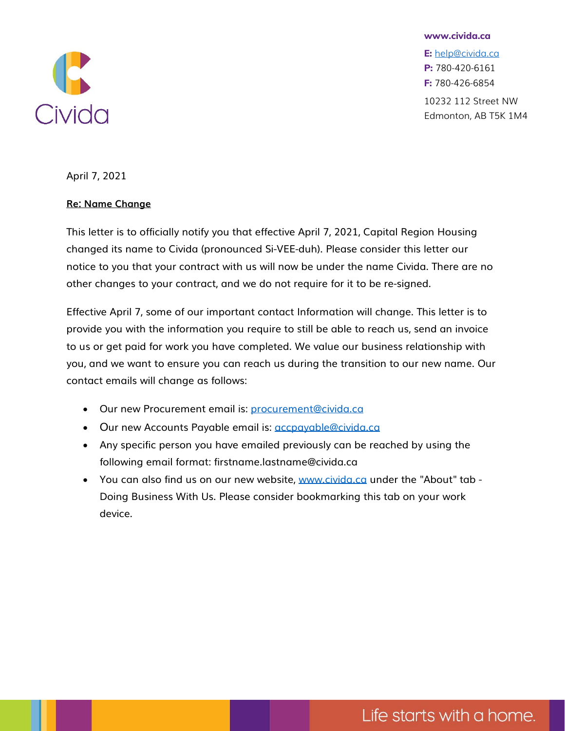Civida

**www.civida.ca**

**E:** help@civida.ca
**P:** 780-420-6161
**F:** 780-426-6854

10232 112 Street NW
Edmonton, AB T5K 1M4

April 7, 2021

**Re: Name Change**

This letter is to officially notify you that effective April 7, 2021, Capital Region Housing changed its name to Civida (pronounced Si-VEE-duh). Please consider this letter our notice to you that your contract with us will now be under the name Civida. There are no other changes to your contract, and we do not require for it to be re-signed.

Effective April 7, some of our important contact Information will change. This letter is to provide you with the information you require to still be able to reach us, send an invoice to us or get paid for work you have completed. We value our business relationship with you, and we want to ensure you can reach us during the transition to our new name. Our contact emails will change as follows:

- Our new Procurement email is: procurement@civida.ca
- Our new Accounts Payable email is: accpayable@civida.ca
- Any specific person you have emailed previously can be reached by using the following email format: firstname.lastname@civida.ca
- You can also find us on our new website, www.civida.ca under the "About" tab - Doing Business With Us. Please consider bookmarking this tab on your work device.

Life starts with a home.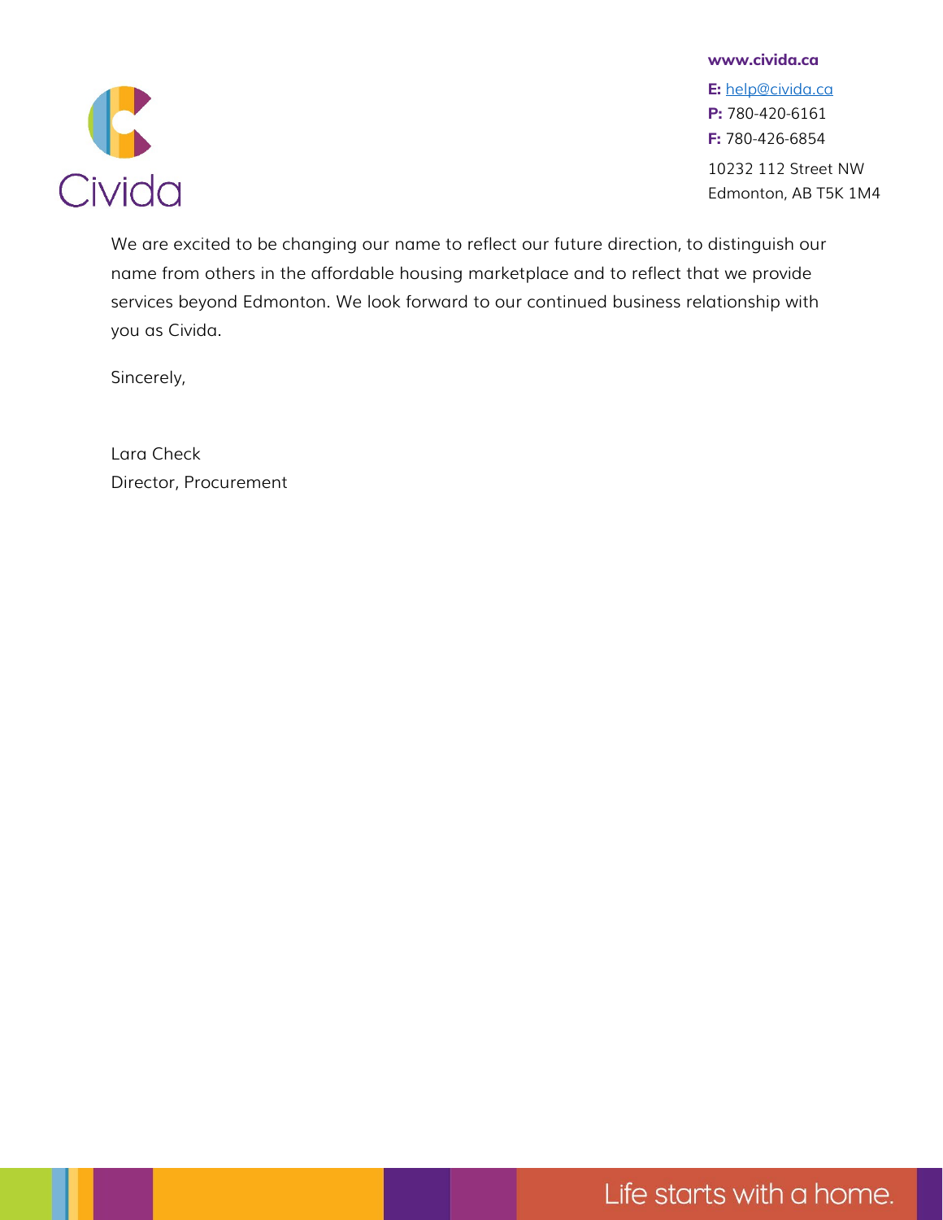Civida

**www.civida.ca**

**E:** help@civida.ca
**P:** 780-420-6161
**F:** 780-426-6854

10232 112 Street NW
Edmonton, AB T5K 1M4

We are excited to be changing our name to reflect our future direction, to distinguish our name from others in the affordable housing marketplace and to reflect that we provide services beyond Edmonton. We look forward to our continued business relationship with you as Civida.

Sincerely,

Lara Check
Director, Procurement

Life starts with a home.